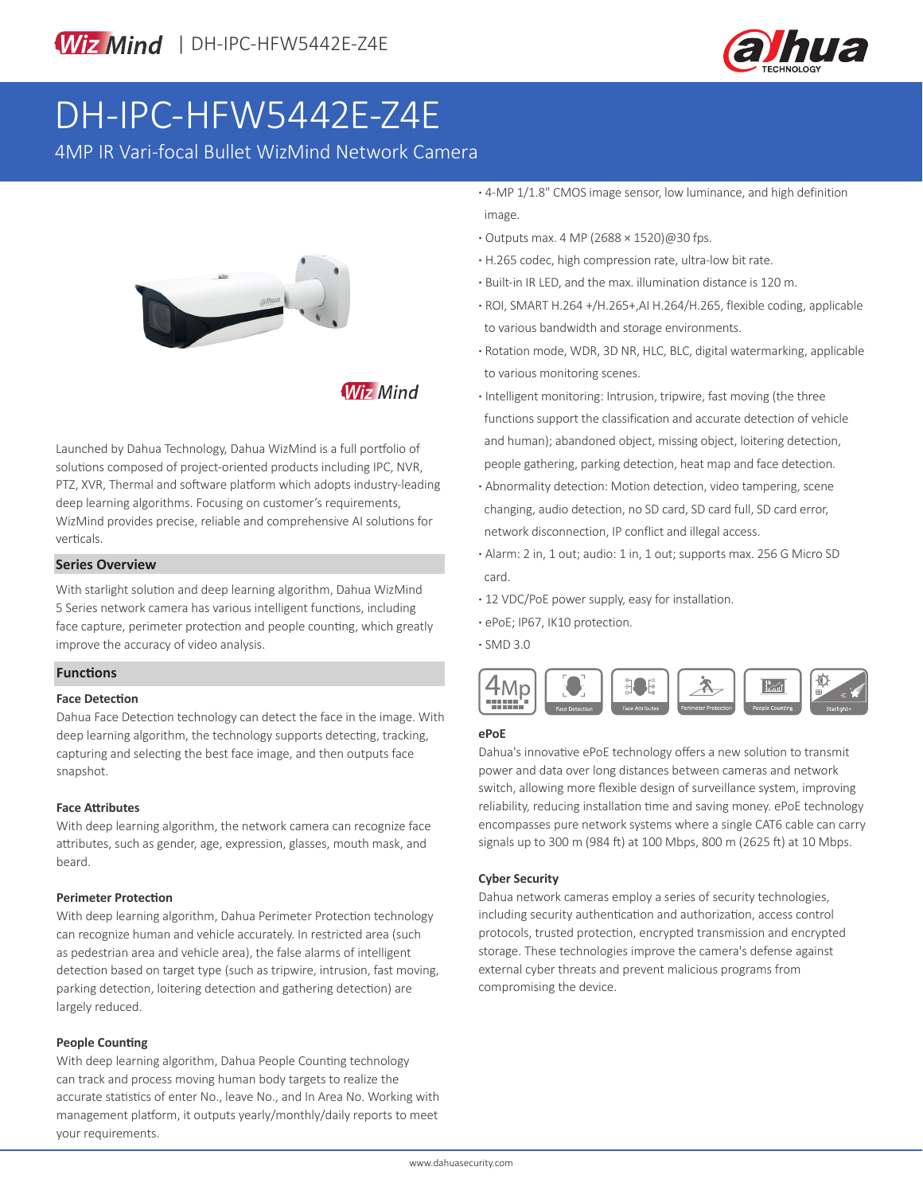WizMind | DH-IPC-HFW5442E-Z4E

# DH-IPC-HFW5442E-Z4E

4MP IR Vari-focal Bullet WizMind Network Camera

Launched by Dahua Technology, Dahua WizMind is a full portfolio of solutions composed of project-oriented products including IPC, NVR, PTZ, XVR, Thermal and software platform which adopts industry-leading deep learning algorithms. Focusing on customer's requirements, WizMind provides precise, reliable and comprehensive AI solutions for verticals.

## Series Overview

With starlight solution and deep learning algorithm, Dahua WizMind 5 Series network camera has various intelligent functions, including face capture, perimeter protection and people counting, which greatly improve the accuracy of video analysis.

## Functions

### Face Detection

Dahua Face Detection technology can detect the face in the image. With deep learning algorithm, the technology supports detecting, tracking, capturing and selecting the best face image, and then outputs face snapshot.

### Face Attributes

With deep learning algorithm, the network camera can recognize face attributes, such as gender, age, expression, glasses, mouth mask, and beard.

### Perimeter Protection

With deep learning algorithm, Dahua Perimeter Protection technology can recognize human and vehicle accurately. In restricted area (such as pedestrian area and vehicle area), the false alarms of intelligent detection based on target type (such as tripwire, intrusion, fast moving, parking detection, loitering detection and gathering detection) are largely reduced.

### People Counting

With deep learning algorithm, Dahua People Counting technology can track and process moving human body targets to realize the accurate statistics of enter No., leave No., and In Area No. Working with management platform, it outputs yearly/monthly/daily reports to meet your requirements.

- 4-MP 1/1.8" CMOS image sensor, low luminance, and high definition image.
- Outputs max. 4 MP (2688 × 1520)@30 fps.
- H.265 codec, high compression rate, ultra-low bit rate.
- Built-in IR LED, and the max. illumination distance is 120 m.
- ROI, SMART H.264 +/H.265+,AI H.264/H.265, flexible coding, applicable to various bandwidth and storage environments.
- Rotation mode, WDR, 3D NR, HLC, BLC, digital watermarking, applicable to various monitoring scenes.
- Intelligent monitoring: Intrusion, tripwire, fast moving (the three functions support the classification and accurate detection of vehicle and human); abandoned object, missing object, loitering detection, people gathering, parking detection, heat map and face detection.
- Abnormality detection: Motion detection, video tampering, scene changing, audio detection, no SD card, SD card full, SD card error, network disconnection, IP conflict and illegal access.
- Alarm: 2 in, 1 out; audio: 1 in, 1 out; supports max. 256 G Micro SD card.
- 12 VDC/PoE power supply, easy for installation.
- ePoE; IP67, IK10 protection.
- SMD 3.0

4Mp | Face Detection | Face Attributes | Perimeter Protection | People Counting | Starlight+

### ePoE

Dahua's innovative ePoE technology offers a new solution to transmit power and data over long distances between cameras and network switch, allowing more flexible design of surveillance system, improving reliability, reducing installation time and saving money. ePoE technology encompasses pure network systems where a single CAT6 cable can carry signals up to 300 m (984 ft) at 100 Mbps, 800 m (2625 ft) at 10 Mbps.

### Cyber Security

Dahua network cameras employ a series of security technologies, including security authentication and authorization, access control protocols, trusted protection, encrypted transmission and encrypted storage. These technologies improve the camera's defense against external cyber threats and prevent malicious programs from compromising the device.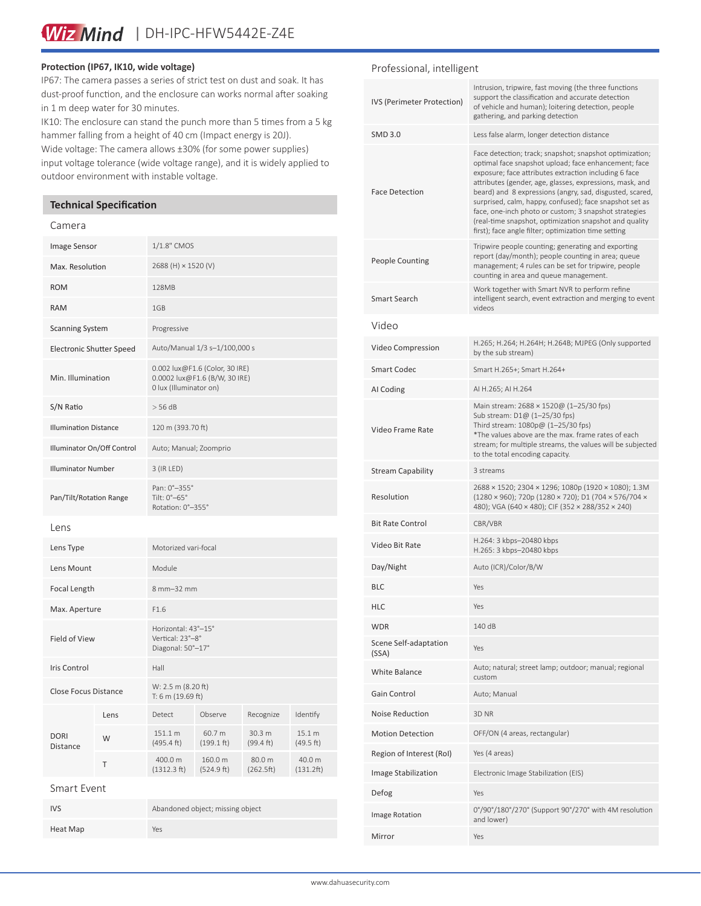### Protection (IP67, IK10, wide voltage)

IP67: The camera passes a series of strict test on dust and soak. It has dust-proof function, and the enclosure can works normal after soaking in 1 m deep water for 30 minutes.

IK10: The enclosure can stand the punch more than 5 times from a 5 kg hammer falling from a height of 40 cm (Impact energy is 20J).

Wide voltage: The camera allows ±30% (for some power supplies) input voltage tolerance (wide voltage range), and it is widely applied to outdoor environment with instable voltage.

## Technical Specification

### Camera

| | |
|---|---|
| Image Sensor | 1/1.8" CMOS |
| Max. Resolution | 2688 (H) × 1520 (V) |
| ROM | 128MB |
| RAM | 1GB |
| Scanning System | Progressive |
| Electronic Shutter Speed | Auto/Manual 1/3 s–1/100,000 s |
| Min. Illumination | 0.002 lux@F1.6 (Color, 30 IRE)<br>0.0002 lux@F1.6 (B/W, 30 IRE)<br>0 lux (Illuminator on) |
| S/N Ratio | > 56 dB |
| Illumination Distance | 120 m (393.70 ft) |
| Illuminator On/Off Control | Auto; Manual; Zoomprio |
| Illuminator Number | 3 (IR LED) |
| Pan/Tilt/Rotation Range | Pan: 0°–355°<br>Tilt: 0°–65°<br>Rotation: 0°–355° |

### Lens

| | | | | | |
|---|---|---|---|---|---|
| Lens Type | | Motorized vari-focal | | | |
| Lens Mount | | Module | | | |
| Focal Length | | 8 mm–32 mm | | | |
| Max. Aperture | | F1.6 | | | |
| Field of View | | Horizontal: 43°–15°<br>Vertical: 23°–8°<br>Diagonal: 50°–17° | | | |
| Iris Control | | Hall | | | |
| Close Focus Distance | | W: 2.5 m (8.20 ft)<br>T: 6 m (19.69 ft) | | | |
| DORI Distance | Lens | Detect | Observe | Recognize | Identify |
| | W | 151.1 m (495.4 ft) | 60.7 m (199.1 ft) | 30.3 m (99.4 ft) | 15.1 m (49.5 ft) |
| | T | 400.0 m (1312.3 ft) | 160.0 m (524.9 ft) | 80.0 m (262.5ft) | 40.0 m (131.2ft) |

### Smart Event

| | |
|---|---|
| IVS | Abandoned object; missing object |
| Heat Map | Yes |

### Professional, intelligent

| | |
|---|---|
| IVS (Perimeter Protection) | Intrusion, tripwire, fast moving (the three functions support the classification and accurate detection of vehicle and human); loitering detection, people gathering, and parking detection |
| SMD 3.0 | Less false alarm, longer detection distance |
| Face Detection | Face detection; track; snapshot; snapshot optimization; optimal face snapshot upload; face enhancement; face exposure; face attributes extraction including 6 face attributes (gender, age, glasses, expressions, mask, and beard) and 8 expressions (angry, sad, disgusted, scared, surprised, calm, happy, confused); face snapshot set as face, one-inch photo or custom; 3 snapshot strategies (real-time snapshot, optimization snapshot and quality first); face angle filter; optimization time setting |
| People Counting | Tripwire people counting; generating and exporting report (day/month); people counting in area; queue management; 4 rules can be set for tripwire, people counting in area and queue management. |
| Smart Search | Work together with Smart NVR to perform refine intelligent search, event extraction and merging to event videos |

### Video

| | |
|---|---|
| Video Compression | H.265; H.264; H.264H; H.264B; MJPEG (Only supported by the sub stream) |
| Smart Codec | Smart H.265+; Smart H.264+ |
| AI Coding | AI H.265; AI H.264 |
| Video Frame Rate | Main stream: 2688 × 1520@ (1–25/30 fps)<br>Sub stream: D1@ (1–25/30 fps)<br>Third stream: 1080p@ (1–25/30 fps)<br>*The values above are the max. frame rates of each stream; for multiple streams, the values will be subjected to the total encoding capacity. |
| Stream Capability | 3 streams |
| Resolution | 2688 × 1520; 2304 × 1296; 1080p (1920 × 1080); 1.3M (1280 × 960); 720p (1280 × 720); D1 (704 × 576/704 × 480); VGA (640 × 480); CIF (352 × 288/352 × 240) |
| Bit Rate Control | CBR/VBR |
| Video Bit Rate | H.264: 3 kbps–20480 kbps<br>H.265: 3 kbps–20480 kbps |
| Day/Night | Auto (ICR)/Color/B/W |
| BLC | Yes |
| HLC | Yes |
| WDR | 140 dB |
| Scene Self-adaptation (SSA) | Yes |
| White Balance | Auto; natural; street lamp; outdoor; manual; regional custom |
| Gain Control | Auto; Manual |
| Noise Reduction | 3D NR |
| Motion Detection | OFF/ON (4 areas, rectangular) |
| Region of Interest (RoI) | Yes (4 areas) |
| Image Stabilization | Electronic Image Stabilization (EIS) |
| Defog | Yes |
| Image Rotation | 0°/90°/180°/270° (Support 90°/270° with 4M resolution and lower) |
| Mirror | Yes |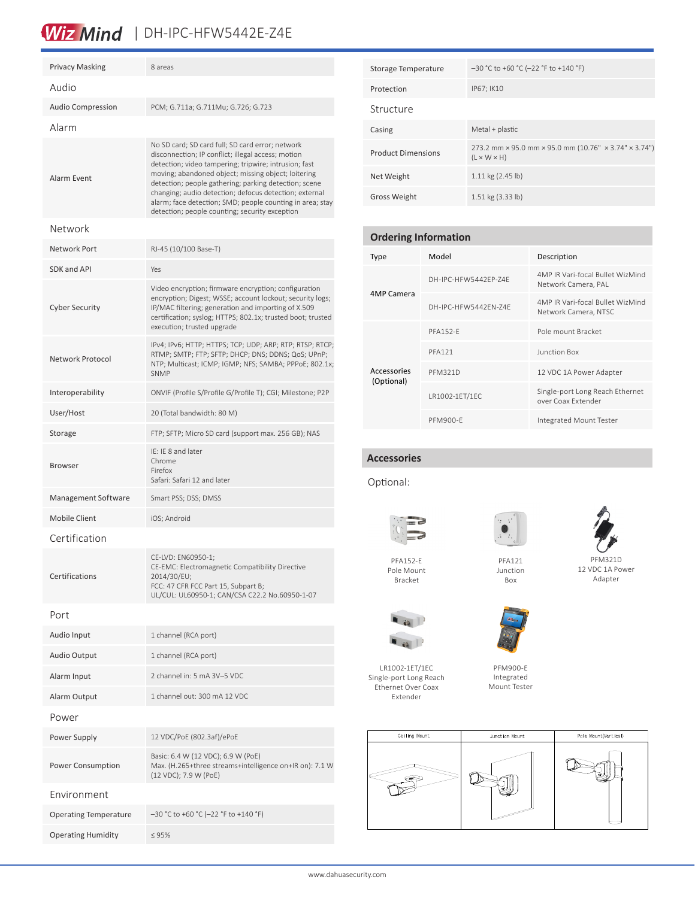| | |
|---|---|
| Privacy Masking | 8 areas |

## Audio

| | |
|---|---|
| Audio Compression | PCM; G.711a; G.711Mu; G.726; G.723 |

## Alarm

| | |
|---|---|
| Alarm Event | No SD card; SD card full; SD card error; network disconnection; IP conflict; illegal access; motion detection; video tampering; tripwire; intrusion; fast moving; abandoned object; missing object; loitering detection; people gathering; parking detection; scene changing; audio detection; defocus detection; external alarm; face detection; SMD; people counting in area; stay detection; people counting; security exception |

## Network

| | |
|---|---|
| Network Port | RJ-45 (10/100 Base-T) |
| SDK and API | Yes |
| Cyber Security | Video encryption; firmware encryption; configuration encryption; Digest; WSSE; account lockout; security logs; IP/MAC filtering; generation and importing of X.509 certification; syslog; HTTPS; 802.1x; trusted boot; trusted execution; trusted upgrade |
| Network Protocol | IPv4; IPv6; HTTP; HTTPS; TCP; UDP; ARP; RTP; RTSP; RTCP; RTMP; SMTP; FTP; SFTP; DHCP; DNS; DDNS; QoS; UPnP; NTP; Multicast; ICMP; IGMP; NFS; SAMBA; PPPoE; 802.1x; SNMP |
| Interoperability | ONVIF (Profile S/Profile G/Profile T); CGI; Milestone; P2P |
| User/Host | 20 (Total bandwidth: 80 M) |
| Storage | FTP; SFTP; Micro SD card (support max. 256 GB); NAS |
| Browser | IE: IE 8 and later<br>Chrome<br>Firefox<br>Safari: Safari 12 and later |
| Management Software | Smart PSS; DSS; DMSS |
| Mobile Client | iOS; Android |

## Certification

| | |
|---|---|
| Certifications | CE-LVD: EN60950-1;<br>CE-EMC: Electromagnetic Compatibility Directive 2014/30/EU;<br>FCC: 47 CFR FCC Part 15, Subpart B;<br>UL/CUL: UL60950-1; CAN/CSA C22.2 No.60950-1-07 |

## Port

| | |
|---|---|
| Audio Input | 1 channel (RCA port) |
| Audio Output | 1 channel (RCA port) |
| Alarm Input | 2 channel in: 5 mA 3V–5 VDC |
| Alarm Output | 1 channel out: 300 mA 12 VDC |

## Power

| | |
|---|---|
| Power Supply | 12 VDC/PoE (802.3af)/ePoE |
| Power Consumption | Basic: 6.4 W (12 VDC); 6.9 W (PoE)<br>Max. (H.265+three streams+intelligence on+IR on): 7.1 W (12 VDC); 7.9 W (PoE) |

## Environment

| | |
|---|---|
| Operating Temperature | –30 °C to +60 °C (–22 °F to +140 °F) |
| Operating Humidity | ≤ 95% |
| Storage Temperature | –30 °C to +60 °C (–22 °F to +140 °F) |
| Protection | IP67; IK10 |

## Structure

| | |
|---|---|
| Casing | Metal + plastic |
| Product Dimensions | 273.2 mm × 95.0 mm × 95.0 mm (10.76" × 3.74" × 3.74") (L × W × H) |
| Net Weight | 1.11 kg (2.45 lb) |
| Gross Weight | 1.51 kg (3.33 lb) |

## Ordering Information

| Type | Model | Description |
|---|---|---|
| 4MP Camera | DH-IPC-HFW5442EP-Z4E | 4MP IR Vari-focal Bullet WizMind Network Camera, PAL |
| | DH-IPC-HFW5442EN-Z4E | 4MP IR Vari-focal Bullet WizMind Network Camera, NTSC |
| Accessories (Optional) | PFA152-E | Pole mount Bracket |
| | PFA121 | Junction Box |
| | PFM321D | 12 VDC 1A Power Adapter |
| | LR1002-1ET/1EC | Single-port Long Reach Ethernet over Coax Extender |
| | PFM900-E | Integrated Mount Tester |

## Accessories

Optional:

PFA152-E Pole Mount Bracket

PFA121 Junction Box

PFM321D 12 VDC 1A Power Adapter

LR1002-1ET/1EC Single-port Long Reach Ethernet Over Coax Extender

PFM900-E Integrated Mount Tester

| Ceiling Mount | Junction Mount | Pole Mount(Vertical) |
|---|---|---|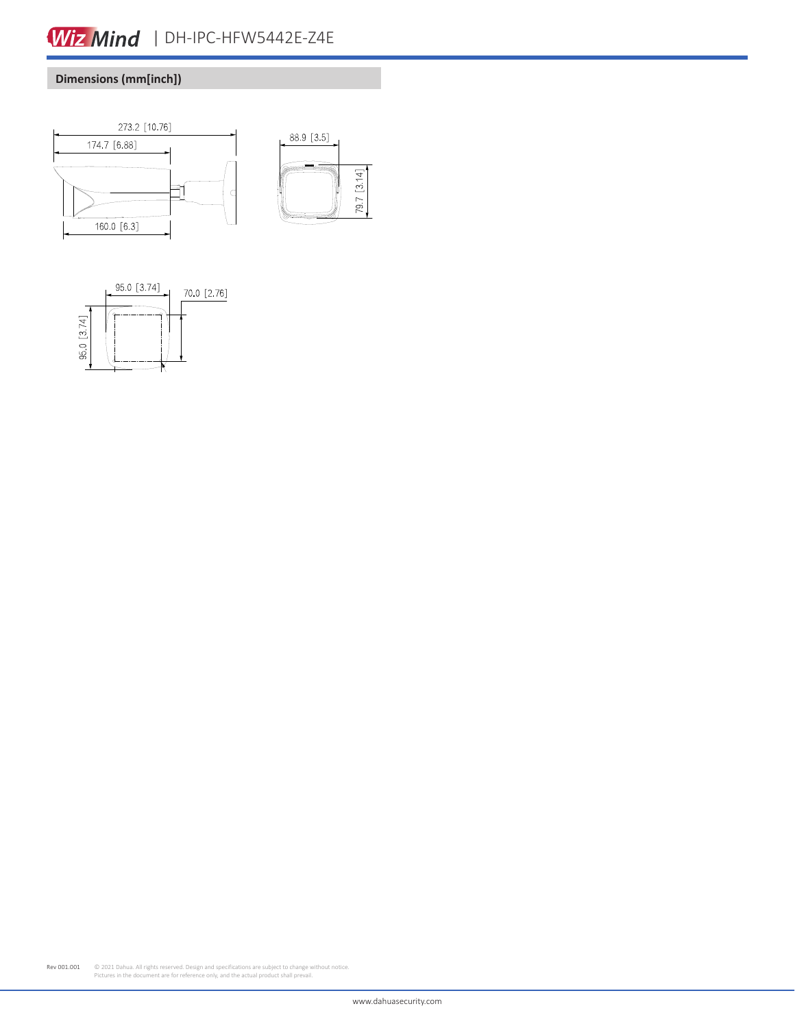## Dimensions (mm[inch])

273.2 [10.76]

174.7 [6.88]

160.0 [6.3]

88.9 [3.5]

79.7 [3.14]

95.0 [3.74]

70.0 [2.76]

95.0 [3.74]

Rev 001.001 © 2021 Dahua. All rights reserved. Design and specifications are subject to change without notice.
Pictures in the document are for reference only, and the actual product shall prevail.